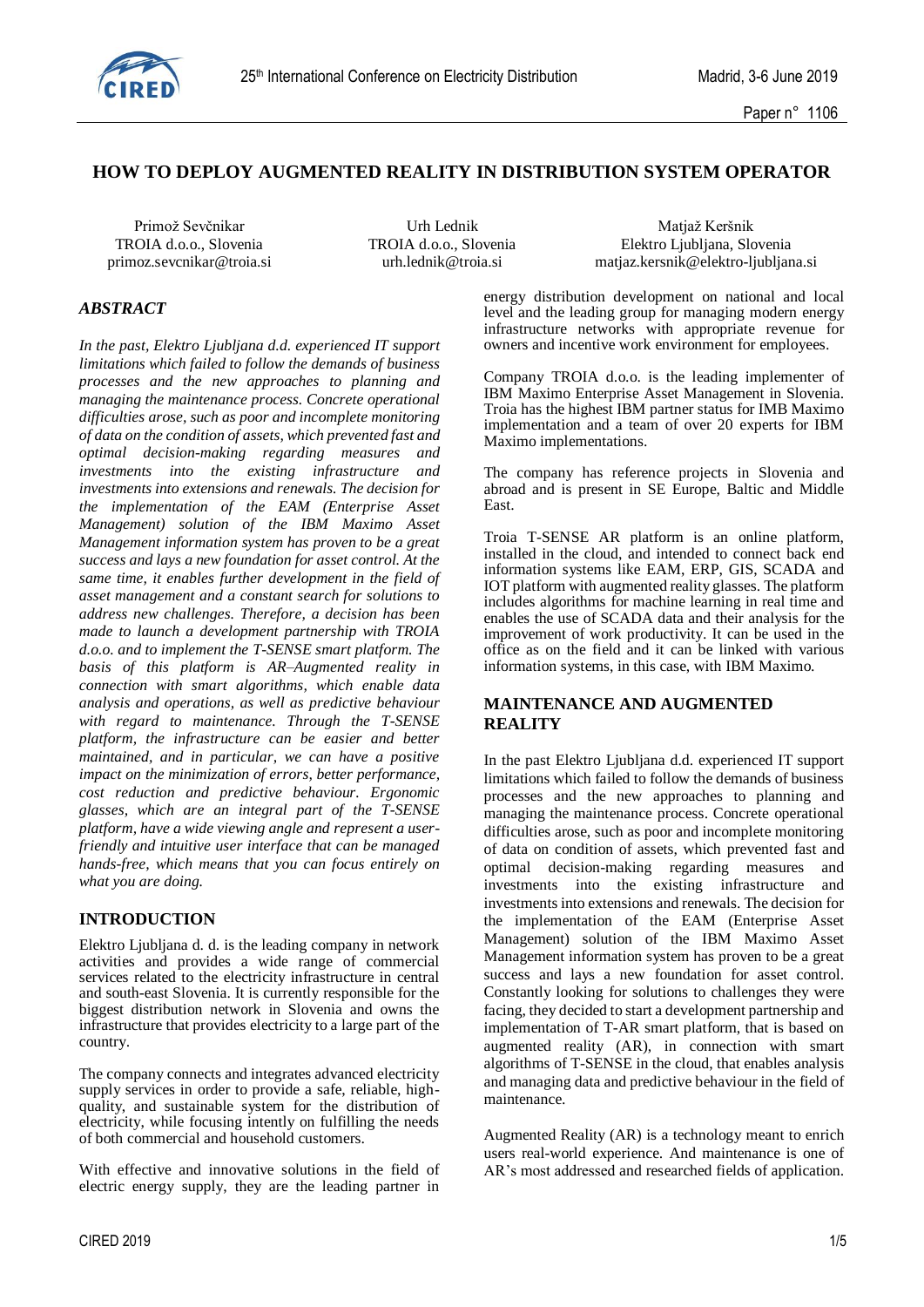# HOW TO DEPLOY AUGMENTED REALITY IN DISTRIBUTION SYSTEM OPERATOR

Primož Sevčnikar
TROIA d.o.o., Slovenia
primoz.sevcnikar@troia.si

Urh Lednik
TROIA d.o.o., Slovenia
urh.lednik@troia.si

Matjaž Keršnik
Elektro Ljubljana, Slovenia
matjaz.kersnik@elektro-ljubljana.si

## *ABSTRACT*

*In the past, Elektro Ljubljana d.d. experienced IT support limitations which failed to follow the demands of business processes and the new approaches to planning and managing the maintenance process. Concrete operational difficulties arose, such as poor and incomplete monitoring of data on the condition of assets, which prevented fast and optimal decision-making regarding measures and investments into the existing infrastructure and investments into extensions and renewals. The decision for the implementation of the EAM (Enterprise Asset Management) solution of the IBM Maximo Asset Management information system has proven to be a great success and lays a new foundation for asset control. At the same time, it enables further development in the field of asset management and a constant search for solutions to address new challenges. Therefore, a decision has been made to launch a development partnership with TROIA d.o.o. and to implement the T-SENSE smart platform. The basis of this platform is AR–Augmented reality in connection with smart algorithms, which enable data analysis and operations, as well as predictive behaviour with regard to maintenance. Through the T-SENSE platform, the infrastructure can be easier and better maintained, and in particular, we can have a positive impact on the minimization of errors, better performance, cost reduction and predictive behaviour. Ergonomic glasses, which are an integral part of the T-SENSE platform, have a wide viewing angle and represent a user-friendly and intuitive user interface that can be managed hands-free, which means that you can focus entirely on what you are doing.*

## INTRODUCTION

Elektro Ljubljana d. d. is the leading company in network activities and provides a wide range of commercial services related to the electricity infrastructure in central and south-east Slovenia. It is currently responsible for the biggest distribution network in Slovenia and owns the infrastructure that provides electricity to a large part of the country.

The company connects and integrates advanced electricity supply services in order to provide a safe, reliable, high-quality, and sustainable system for the distribution of electricity, while focusing intently on fulfilling the needs of both commercial and household customers.

With effective and innovative solutions in the field of electric energy supply, they are the leading partner in energy distribution development on national and local level and the leading group for managing modern energy infrastructure networks with appropriate revenue for owners and incentive work environment for employees.

Company TROIA d.o.o. is the leading implementer of IBM Maximo Enterprise Asset Management in Slovenia. Troia has the highest IBM partner status for IMB Maximo implementation and a team of over 20 experts for IBM Maximo implementations.

The company has reference projects in Slovenia and abroad and is present in SE Europe, Baltic and Middle East.

Troia T-SENSE AR platform is an online platform, installed in the cloud, and intended to connect back end information systems like EAM, ERP, GIS, SCADA and IOT platform with augmented reality glasses. The platform includes algorithms for machine learning in real time and enables the use of SCADA data and their analysis for the improvement of work productivity. It can be used in the office as on the field and it can be linked with various information systems, in this case, with IBM Maximo.

## MAINTENANCE AND AUGMENTED REALITY

In the past Elektro Ljubljana d.d. experienced IT support limitations which failed to follow the demands of business processes and the new approaches to planning and managing the maintenance process. Concrete operational difficulties arose, such as poor and incomplete monitoring of data on condition of assets, which prevented fast and optimal decision-making regarding measures and investments into the existing infrastructure and investments into extensions and renewals. The decision for the implementation of the EAM (Enterprise Asset Management) solution of the IBM Maximo Asset Management information system has proven to be a great success and lays a new foundation for asset control. Constantly looking for solutions to challenges they were facing, they decided to start a development partnership and implementation of T-AR smart platform, that is based on augmented reality (AR), in connection with smart algorithms of T-SENSE in the cloud, that enables analysis and managing data and predictive behaviour in the field of maintenance.

Augmented Reality (AR) is a technology meant to enrich users real-world experience. And maintenance is one of AR's most addressed and researched fields of application.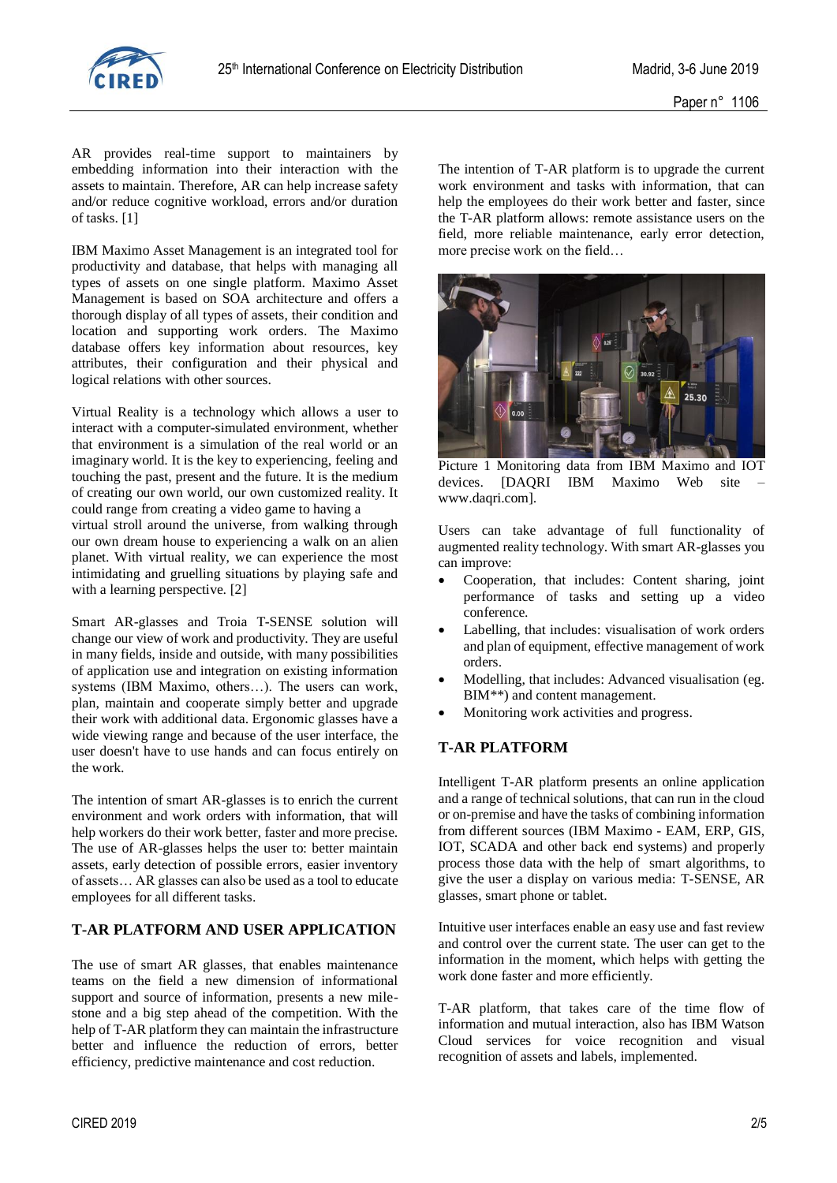AR provides real-time support to maintainers by embedding information into their interaction with the assets to maintain. Therefore, AR can help increase safety and/or reduce cognitive workload, errors and/or duration of tasks. [1]

IBM Maximo Asset Management is an integrated tool for productivity and database, that helps with managing all types of assets on one single platform. Maximo Asset Management is based on SOA architecture and offers a thorough display of all types of assets, their condition and location and supporting work orders. The Maximo database offers key information about resources, key attributes, their configuration and their physical and logical relations with other sources.

Virtual Reality is a technology which allows a user to interact with a computer-simulated environment, whether that environment is a simulation of the real world or an imaginary world. It is the key to experiencing, feeling and touching the past, present and the future. It is the medium of creating our own world, our own customized reality. It could range from creating a video game to having a virtual stroll around the universe, from walking through our own dream house to experiencing a walk on an alien planet. With virtual reality, we can experience the most intimidating and gruelling situations by playing safe and with a learning perspective. [2]

Smart AR-glasses and Troia T-SENSE solution will change our view of work and productivity. They are useful in many fields, inside and outside, with many possibilities of application use and integration on existing information systems (IBM Maximo, others…). The users can work, plan, maintain and cooperate simply better and upgrade their work with additional data. Ergonomic glasses have a wide viewing range and because of the user interface, the user doesn't have to use hands and can focus entirely on the work.

The intention of smart AR-glasses is to enrich the current environment and work orders with information, that will help workers do their work better, faster and more precise. The use of AR-glasses helps the user to: better maintain assets, early detection of possible errors, easier inventory of assets… AR glasses can also be used as a tool to educate employees for all different tasks.

## T-AR PLATFORM AND USER APPLICATION

The use of smart AR glasses, that enables maintenance teams on the field a new dimension of informational support and source of information, presents a new mile-stone and a big step ahead of the competition. With the help of T-AR platform they can maintain the infrastructure better and influence the reduction of errors, better efficiency, predictive maintenance and cost reduction.

The intention of T-AR platform is to upgrade the current work environment and tasks with information, that can help the employees do their work better and faster, since the T-AR platform allows: remote assistance users on the field, more reliable maintenance, early error detection, more precise work on the field…

Picture 1 Monitoring data from IBM Maximo and IOT devices. [DAQRI IBM Maximo Web site – www.daqri.com].

Users can take advantage of full functionality of augmented reality technology. With smart AR-glasses you can improve:

- Cooperation, that includes: Content sharing, joint performance of tasks and setting up a video conference.
- Labelling, that includes: visualisation of work orders and plan of equipment, effective management of work orders.
- Modelling, that includes: Advanced visualisation (eg. BIM**) and content management.
- Monitoring work activities and progress.

## T-AR PLATFORM

Intelligent T-AR platform presents an online application and a range of technical solutions, that can run in the cloud or on-premise and have the tasks of combining information from different sources (IBM Maximo - EAM, ERP, GIS, IOT, SCADA and other back end systems) and properly process those data with the help of smart algorithms, to give the user a display on various media: T-SENSE, AR glasses, smart phone or tablet.

Intuitive user interfaces enable an easy use and fast review and control over the current state. The user can get to the information in the moment, which helps with getting the work done faster and more efficiently.

T-AR platform, that takes care of the time flow of information and mutual interaction, also has IBM Watson Cloud services for voice recognition and visual recognition of assets and labels, implemented.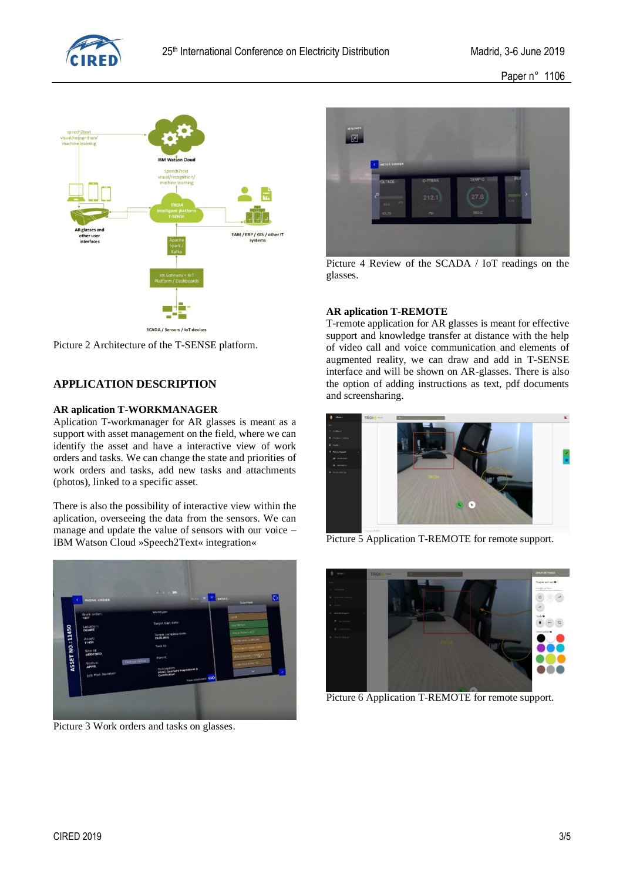Picture 2 Architecture of the T-SENSE platform.

## APPLICATION DESCRIPTION

### AR aplication T-WORKMANAGER

Aplication T-workmanager for AR glasses is meant as a support with asset management on the field, where we can identify the asset and have a interactive view of work orders and tasks. We can change the state and priorities of work orders and tasks, add new tasks and attachments (photos), linked to a specific asset.

There is also the possibility of interactive view within the aplication, overseeing the data from the sensors. We can manage and update the value of sensors with our voice – IBM Watson Cloud »Speech2Text« integration«

Picture 3 Work orders and tasks on glasses.

Picture 4 Review of the SCADA / IoT readings on the glasses.

### AR aplication T-REMOTE

T-remote application for AR glasses is meant for effective support and knowledge transfer at distance with the help of video call and voice communication and elements of augmented reality, we can draw and add in T-SENSE interface and will be shown on AR-glasses. There is also the option of adding instructions as text, pdf documents and screensharing.

Picture 5 Application T-REMOTE for remote support.

Picture 6 Application T-REMOTE for remote support.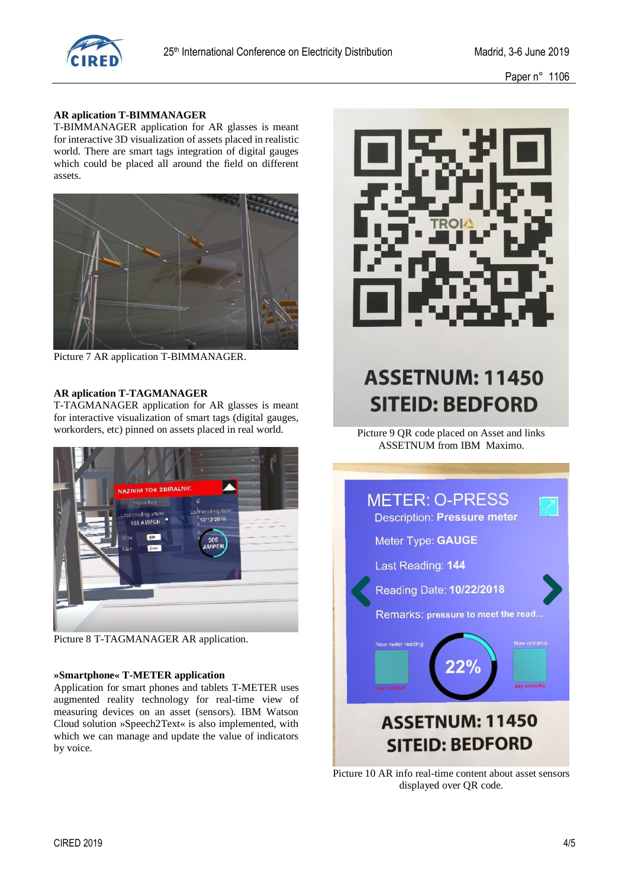**AR aplication T-BIMMANAGER**

T-BIMMANAGER application for AR glasses is meant for interactive 3D visualization of assets placed in realistic world. There are smart tags integration of digital gauges which could be placed all around the field on different assets.

Picture 7 AR application T-BIMMANAGER.

**AR aplication T-TAGMANAGER**

T-TAGMANAGER application for AR glasses is meant for interactive visualization of smart tags (digital gauges, workorders, etc) pinned on assets placed in real world.

Picture 8 T-TAGMANAGER AR application.

**»Smartphone« T-METER application**

Application for smart phones and tablets T-METER uses augmented reality technology for real-time view of measuring devices on an asset (sensors). IBM Watson Cloud solution »Speech2Text« is also implemented, with which we can manage and update the value of indicators by voice.

Picture 9 QR code placed on Asset and links ASSETNUM from IBM Maximo.

Picture 10 AR info real-time content about asset sensors displayed over QR code.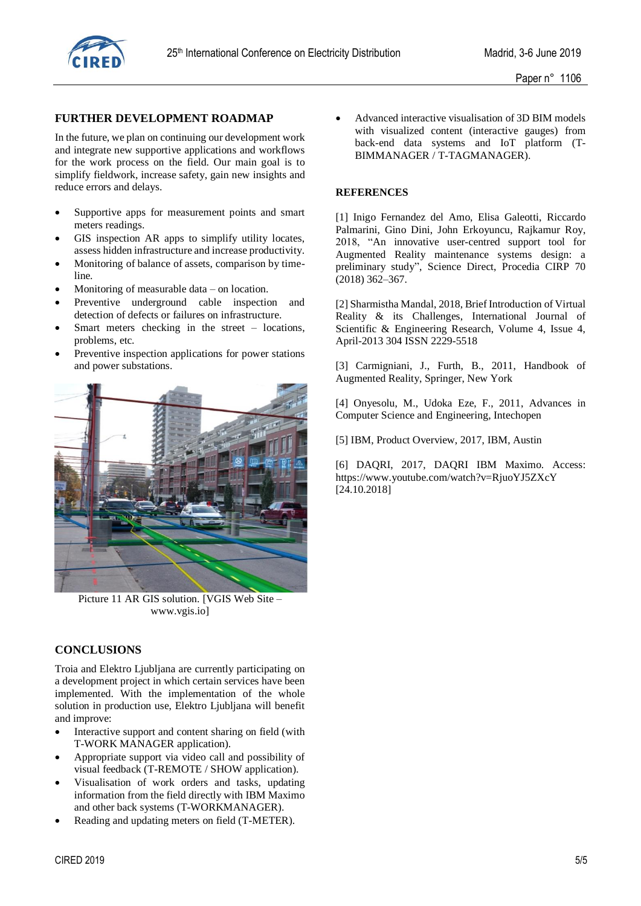## FURTHER DEVELOPMENT ROADMAP

In the future, we plan on continuing our development work and integrate new supportive applications and workflows for the work process on the field. Our main goal is to simplify fieldwork, increase safety, gain new insights and reduce errors and delays.

- Supportive apps for measurement points and smart meters readings.
- GIS inspection AR apps to simplify utility locates, assess hidden infrastructure and increase productivity.
- Monitoring of balance of assets, comparison by time-line.
- Monitoring of measurable data – on location.
- Preventive underground cable inspection and detection of defects or failures on infrastructure.
- Smart meters checking in the street – locations, problems, etc.
- Preventive inspection applications for power stations and power substations.

Picture 11 AR GIS solution. [VGIS Web Site – www.vgis.io]

## CONCLUSIONS

Troia and Elektro Ljubljana are currently participating on a development project in which certain services have been implemented. With the implementation of the whole solution in production use, Elektro Ljubljana will benefit and improve:

- Interactive support and content sharing on field (with T-WORK MANAGER application).
- Appropriate support via video call and possibility of visual feedback (T-REMOTE / SHOW application).
- Visualisation of work orders and tasks, updating information from the field directly with IBM Maximo and other back systems (T-WORKMANAGER).
- Reading and updating meters on field (T-METER).
- Advanced interactive visualisation of 3D BIM models with visualized content (interactive gauges) from back-end data systems and IoT platform (T-BIMMANAGER / T-TAGMANAGER).

## REFERENCES

[1] Inigo Fernandez del Amo, Elisa Galeotti, Riccardo Palmarini, Gino Dini, John Erkoyuncu, Rajkamur Roy, 2018, "An innovative user-centred support tool for Augmented Reality maintenance systems design: a preliminary study", Science Direct, Procedia CIRP 70 (2018) 362–367.

[2] Sharmistha Mandal, 2018, Brief Introduction of Virtual Reality & its Challenges, International Journal of Scientific & Engineering Research, Volume 4, Issue 4, April-2013 304 ISSN 2229-5518

[3] Carmigniani, J., Furth, B., 2011, Handbook of Augmented Reality, Springer, New York

[4] Onyesolu, M., Udoka Eze, F., 2011, Advances in Computer Science and Engineering, Intechopen

[5] IBM, Product Overview, 2017, IBM, Austin

[6] DAQRI, 2017, DAQRI IBM Maximo. Access: https://www.youtube.com/watch?v=RjuoYJ5ZXcY [24.10.2018]